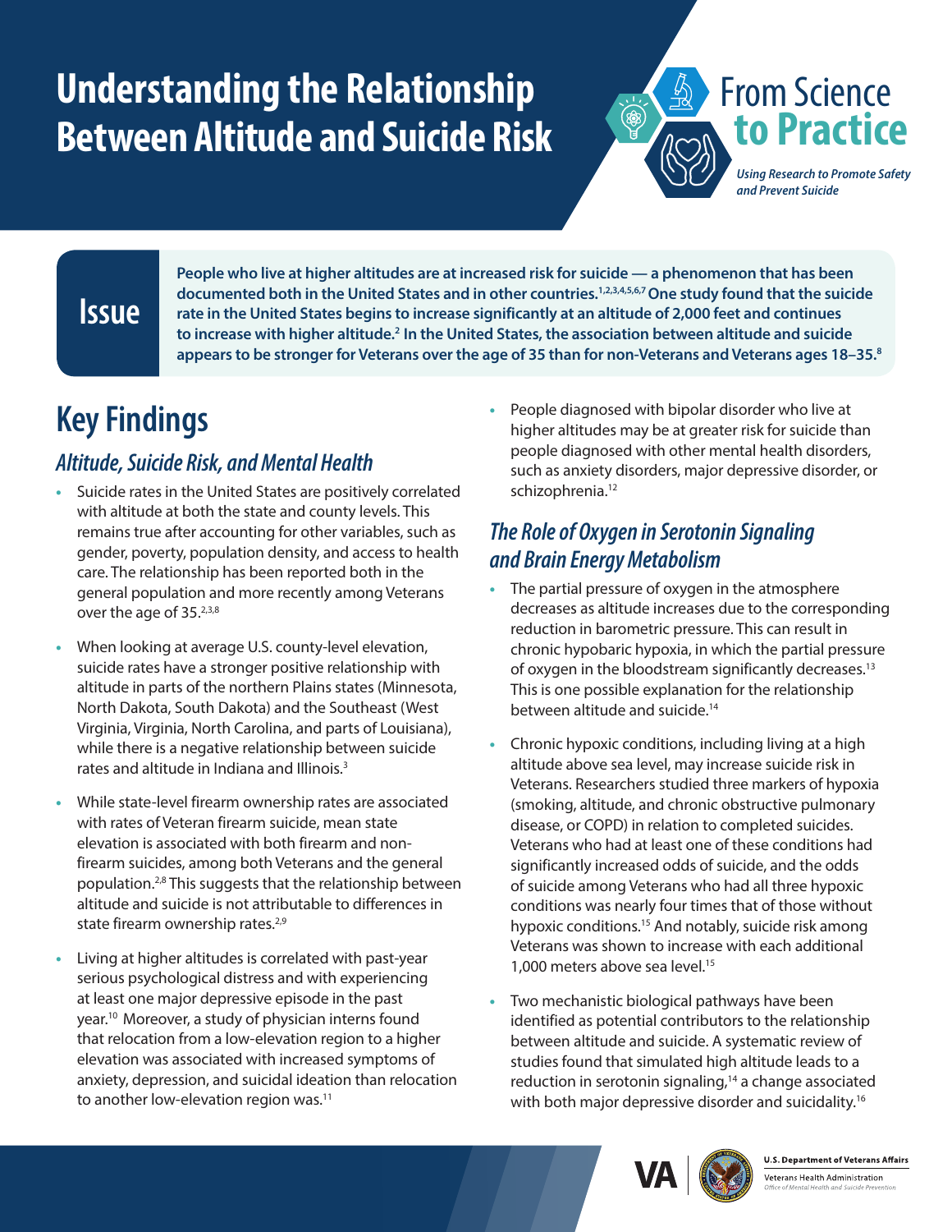# Understanding the Relationship Between Altitude and Suicide Risk

From Science to Practice

*Using Research to Promote Safety and Prevent Suicide*

## Issue

**People who live at higher altitudes are at increased risk for suicide — a phenomenon that has been documented both in the United States and in other countries.[1,2,3,4,5,6,7] One study found that the suicide rate in the United States begins to increase significantly at an altitude of 2,000 feet and continues to increase with higher altitude.[2] In the United States, the association between altitude and suicide appears to be stronger for Veterans over the age of 35 than for non-Veterans and Veterans ages 18–35.[8]**

## Key Findings

### *Altitude, Suicide Risk, and Mental Health*

- Suicide rates in the United States are positively correlated with altitude at both the state and county levels. This remains true after accounting for other variables, such as gender, poverty, population density, and access to health care. The relationship has been reported both in the general population and more recently among Veterans over the age of 35.[2,3,8]
- When looking at average U.S. county-level elevation, suicide rates have a stronger positive relationship with altitude in parts of the northern Plains states (Minnesota, North Dakota, South Dakota) and the Southeast (West Virginia, Virginia, North Carolina, and parts of Louisiana), while there is a negative relationship between suicide rates and altitude in Indiana and Illinois.[3]
- While state-level firearm ownership rates are associated with rates of Veteran firearm suicide, mean state elevation is associated with both firearm and non-firearm suicides, among both Veterans and the general population.[2,8] This suggests that the relationship between altitude and suicide is not attributable to differences in state firearm ownership rates.[2,9]
- Living at higher altitudes is correlated with past-year serious psychological distress and with experiencing at least one major depressive episode in the past year.[10] Moreover, a study of physician interns found that relocation from a low-elevation region to a higher elevation was associated with increased symptoms of anxiety, depression, and suicidal ideation than relocation to another low-elevation region was.[11]
- People diagnosed with bipolar disorder who live at higher altitudes may be at greater risk for suicide than people diagnosed with other mental health disorders, such as anxiety disorders, major depressive disorder, or schizophrenia.[12]

### *The Role of Oxygen in Serotonin Signaling and Brain Energy Metabolism*

- The partial pressure of oxygen in the atmosphere decreases as altitude increases due to the corresponding reduction in barometric pressure. This can result in chronic hypobaric hypoxia, in which the partial pressure of oxygen in the bloodstream significantly decreases.[13] This is one possible explanation for the relationship between altitude and suicide.[14]
- Chronic hypoxic conditions, including living at a high altitude above sea level, may increase suicide risk in Veterans. Researchers studied three markers of hypoxia (smoking, altitude, and chronic obstructive pulmonary disease, or COPD) in relation to completed suicides. Veterans who had at least one of these conditions had significantly increased odds of suicide, and the odds of suicide among Veterans who had all three hypoxic conditions was nearly four times that of those without hypoxic conditions.[15] And notably, suicide risk among Veterans was shown to increase with each additional 1,000 meters above sea level.[15]
- Two mechanistic biological pathways have been identified as potential contributors to the relationship between altitude and suicide. A systematic review of studies found that simulated high altitude leads to a reduction in serotonin signaling,[14] a change associated with both major depressive disorder and suicidality.[16]

U.S. Department of Veterans Affairs
Veterans Health Administration
Office of Mental Health and Suicide Prevention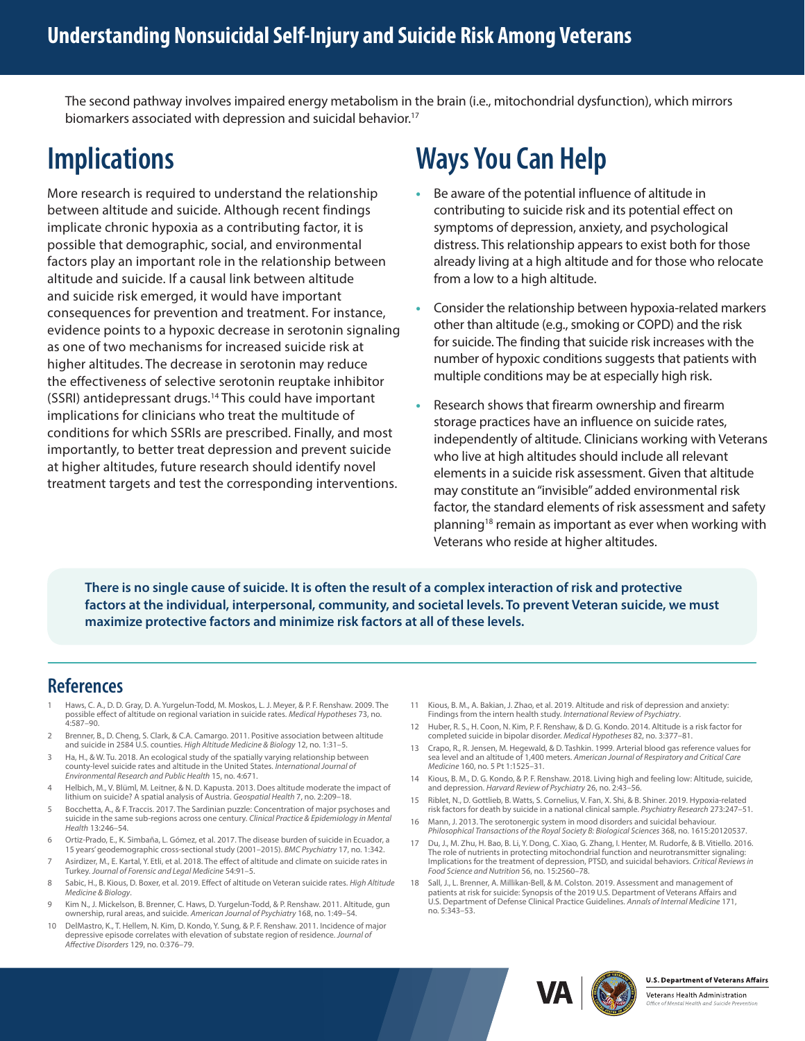The second pathway involves impaired energy metabolism in the brain (i.e., mitochondrial dysfunction), which mirrors biomarkers associated with depression and suicidal behavior.[17]

## Implications

More research is required to understand the relationship between altitude and suicide. Although recent findings implicate chronic hypoxia as a contributing factor, it is possible that demographic, social, and environmental factors play an important role in the relationship between altitude and suicide. If a causal link between altitude and suicide risk emerged, it would have important consequences for prevention and treatment. For instance, evidence points to a hypoxic decrease in serotonin signaling as one of two mechanisms for increased suicide risk at higher altitudes. The decrease in serotonin may reduce the effectiveness of selective serotonin reuptake inhibitor (SSRI) antidepressant drugs.[14] This could have important implications for clinicians who treat the multitude of conditions for which SSRIs are prescribed. Finally, and most importantly, to better treat depression and prevent suicide at higher altitudes, future research should identify novel treatment targets and test the corresponding interventions.

## Ways You Can Help

- Be aware of the potential influence of altitude in contributing to suicide risk and its potential effect on symptoms of depression, anxiety, and psychological distress. This relationship appears to exist both for those already living at a high altitude and for those who relocate from a low to a high altitude.
- Consider the relationship between hypoxia-related markers other than altitude (e.g., smoking or COPD) and the risk for suicide. The finding that suicide risk increases with the number of hypoxic conditions suggests that patients with multiple conditions may be at especially high risk.
- Research shows that firearm ownership and firearm storage practices have an influence on suicide rates, independently of altitude. Clinicians working with Veterans who live at high altitudes should include all relevant elements in a suicide risk assessment. Given that altitude may constitute an "invisible" added environmental risk factor, the standard elements of risk assessment and safety planning[18] remain as important as ever when working with Veterans who reside at higher altitudes.

**There is no single cause of suicide. It is often the result of a complex interaction of risk and protective factors at the individual, interpersonal, community, and societal levels. To prevent Veteran suicide, we must maximize protective factors and minimize risk factors at all of these levels.**

## References

1. Haws, C. A., D. D. Gray, D. A. Yurgelun-Todd, M. Moskos, L. J. Meyer, & P. F. Renshaw. 2009. The possible effect of altitude on regional variation in suicide rates. *Medical Hypotheses* 73, no. 4:587–90.
2. Brenner, B., D. Cheng, S. Clark, & C.A. Camargo. 2011. Positive association between altitude and suicide in 2584 U.S. counties. *High Altitude Medicine & Biology* 12, no. 1:31–5.
3. Ha, H., & W. Tu. 2018. An ecological study of the spatially varying relationship between county-level suicide rates and altitude in the United States. *International Journal of Environmental Research and Public Health* 15, no. 4:671.
4. Helbich, M., V. Blüml, M. Leitner, & N. D. Kapusta. 2013. Does altitude moderate the impact of lithium on suicide? A spatial analysis of Austria. *Geospatial Health* 7, no. 2:209–18.
5. Bocchetta, A., & F. Traccis. 2017. The Sardinian puzzle: Concentration of major psychoses and suicide in the same sub-regions across one century. *Clinical Practice & Epidemiology in Mental Health* 13:246–54.
6. Ortiz-Prado, E., K. Simbaña, L. Gómez, et al. 2017. The disease burden of suicide in Ecuador, a 15 years' geodemographic cross-sectional study (2001–2015). *BMC Psychiatry* 17, no. 1:342.
7. Asirdizer, M., E. Kartal, Y. Etli, et al. 2018. The effect of altitude and climate on suicide rates in Turkey. *Journal of Forensic and Legal Medicine* 54:91–5.
8. Sabic, H., B. Kious, D. Boxer, et al. 2019. Effect of altitude on Veteran suicide rates. *High Altitude Medicine & Biology*.
9. Kim N., J. Mickelson, B. Brenner, C. Haws, D. Yurgelun-Todd, & P. Renshaw. 2011. Altitude, gun ownership, rural areas, and suicide. *American Journal of Psychiatry* 168, no. 1:49–54.
10. DelMastro, K., T. Hellem, N. Kim, D. Kondo, Y. Sung, & P. F. Renshaw. 2011. Incidence of major depressive episode correlates with elevation of substate region of residence. *Journal of Affective Disorders* 129, no. 0:376–79.
11. Kious, B. M., A. Bakian, J. Zhao, et al. 2019. Altitude and risk of depression and anxiety: Findings from the intern health study. *International Review of Psychiatry*.
12. Huber, R. S., H. Coon, N. Kim, P. F. Renshaw, & D. G. Kondo. 2014. Altitude is a risk factor for completed suicide in bipolar disorder. *Medical Hypotheses* 82, no. 3:377–81.
13. Crapo, R., R. Jensen, M. Hegewald, & D. Tashkin. 1999. Arterial blood gas reference values for sea level and an altitude of 1,400 meters. *American Journal of Respiratory and Critical Care Medicine* 160, no. 5 Pt 1:1525–31.
14. Kious, B. M., D. G. Kondo, & P. F. Renshaw. 2018. Living high and feeling low: Altitude, suicide, and depression. *Harvard Review of Psychiatry* 26, no. 2:43–56.
15. Riblet, N., D. Gottlieb, B. Watts, S. Cornelius, V. Fan, X. Shi, & B. Shiner. 2019. Hypoxia-related risk factors for death by suicide in a national clinical sample. *Psychiatry Research* 273:247–51.
16. Mann, J. 2013. The serotonergic system in mood disorders and suicidal behaviour. *Philosophical Transactions of the Royal Society B: Biological Sciences* 368, no. 1615:20120537.
17. Du, J., M. Zhu, H. Bao, B. Li, Y. Dong, C. Xiao, G. Zhang, I. Henter, M. Rudorfe, & B. Vitiello. 2016. The role of nutrients in protecting mitochondrial function and neurotransmitter signaling: Implications for the treatment of depression, PTSD, and suicidal behaviors. *Critical Reviews in Food Science and Nutrition* 56, no. 15:2560–78.
18. Sall, J., L. Brenner, A. Millikan-Bell, & M. Colston. 2019. Assessment and management of patients at risk for suicide: Synopsis of the 2019 U.S. Department of Veterans Affairs and U.S. Department of Defense Clinical Practice Guidelines. *Annals of Internal Medicine* 171, no. 5:343–53.

U.S. Department of Veterans Affairs

Veterans Health Administration

*Office of Mental Health and Suicide Prevention*